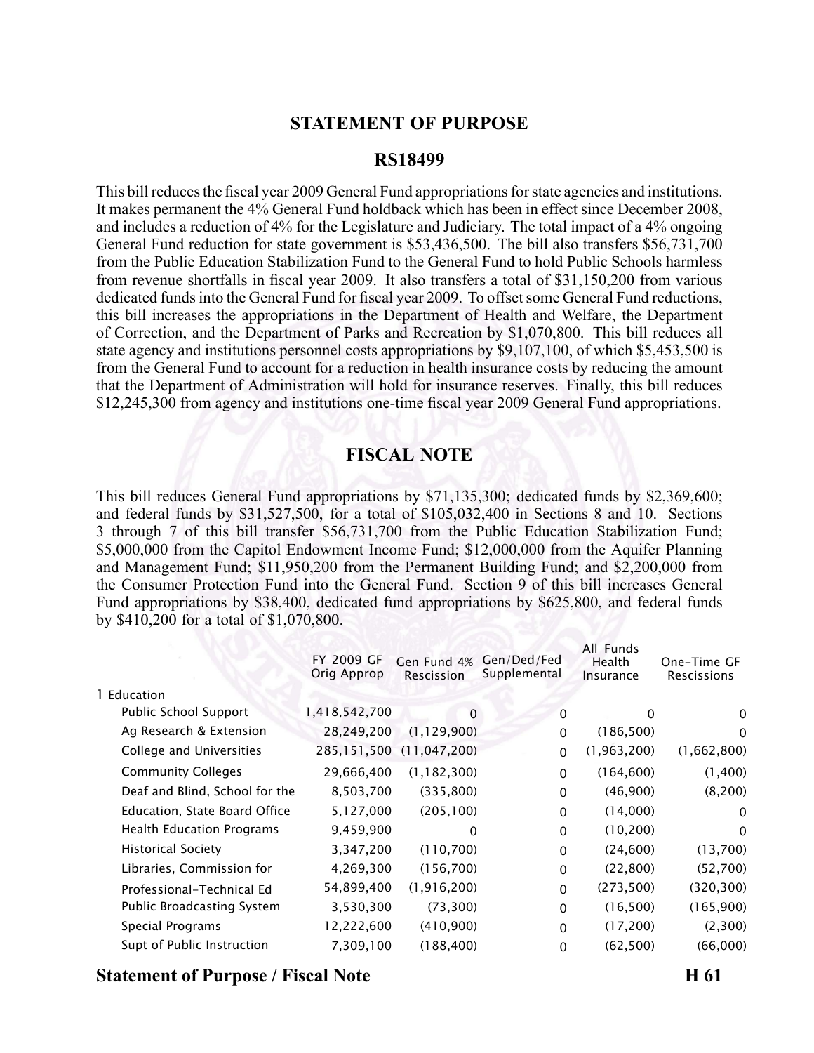## STATEMENT OF PURPOSE

## RS18499

This bill reduces the fiscal year 2009 General Fund appropriations for state agencies and institutions. It makes permanent the 4% General Fund holdback which has been in effect since December 2008, and includes a reduction of 4% for the Legislature and Judiciary. The total impact of a 4% ongoing General Fund reduction for state government is $53,436,500. The bill also transfers $56,731,700 from the Public Education Stabilization Fund to the General Fund to hold Public Schools harmless from revenue shortfalls in fiscal year 2009. It also transfers a total of $31,150,200 from various dedicated funds into the General Fund for fiscal year 2009. To offset some General Fund reductions, this bill increases the appropriations in the Department of Health and Welfare, the Department of Correction, and the Department of Parks and Recreation by $1,070,800. This bill reduces all state agency and institutions personnel costs appropriations by $9,107,100, of which $5,453,500 is from the General Fund to account for a reduction in health insurance costs by reducing the amount that the Department of Administration will hold for insurance reserves. Finally, this bill reduces $12,245,300 from agency and institutions one-time fiscal year 2009 General Fund appropriations.

## FISCAL NOTE

This bill reduces General Fund appropriations by $71,135,300; dedicated funds by $2,369,600; and federal funds by $31,527,500, for a total of $105,032,400 in Sections 8 and 10. Sections 3 through 7 of this bill transfer $56,731,700 from the Public Education Stabilization Fund; $5,000,000 from the Capitol Endowment Income Fund; $12,000,000 from the Aquifer Planning and Management Fund; $11,950,200 from the Permanent Building Fund; and $2,200,000 from the Consumer Protection Fund into the General Fund. Section 9 of this bill increases General Fund appropriations by $38,400, dedicated fund appropriations by $625,800, and federal funds by $410,200 for a total of $1,070,800.

| | FY 2009 GF Orig Approp | Gen Fund 4% Rescission | Gen/Ded/Fed Supplemental | All Funds Health Insurance | One-Time GF Rescissions |
|---|---|---|---|---|---|
| 1 Education | | | | | |
| Public School Support | 1,418,542,700 | 0 | 0 | 0 | 0 |
| Ag Research & Extension | 28,249,200 | (1,129,900) | 0 | (186,500) | 0 |
| College and Universities | 285,151,500 | (11,047,200) | 0 | (1,963,200) | (1,662,800) |
| Community Colleges | 29,666,400 | (1,182,300) | 0 | (164,600) | (1,400) |
| Deaf and Blind, School for the | 8,503,700 | (335,800) | 0 | (46,900) | (8,200) |
| Education, State Board Office | 5,127,000 | (205,100) | 0 | (14,000) | 0 |
| Health Education Programs | 9,459,900 | 0 | 0 | (10,200) | 0 |
| Historical Society | 3,347,200 | (110,700) | 0 | (24,600) | (13,700) |
| Libraries, Commission for | 4,269,300 | (156,700) | 0 | (22,800) | (52,700) |
| Professional-Technical Ed | 54,899,400 | (1,916,200) | 0 | (273,500) | (320,300) |
| Public Broadcasting System | 3,530,300 | (73,300) | 0 | (16,500) | (165,900) |
| Special Programs | 12,222,600 | (410,900) | 0 | (17,200) | (2,300) |
| Supt of Public Instruction | 7,309,100 | (188,400) | 0 | (62,500) | (66,000) |

**Statement of Purpose / Fiscal Note** **H 61**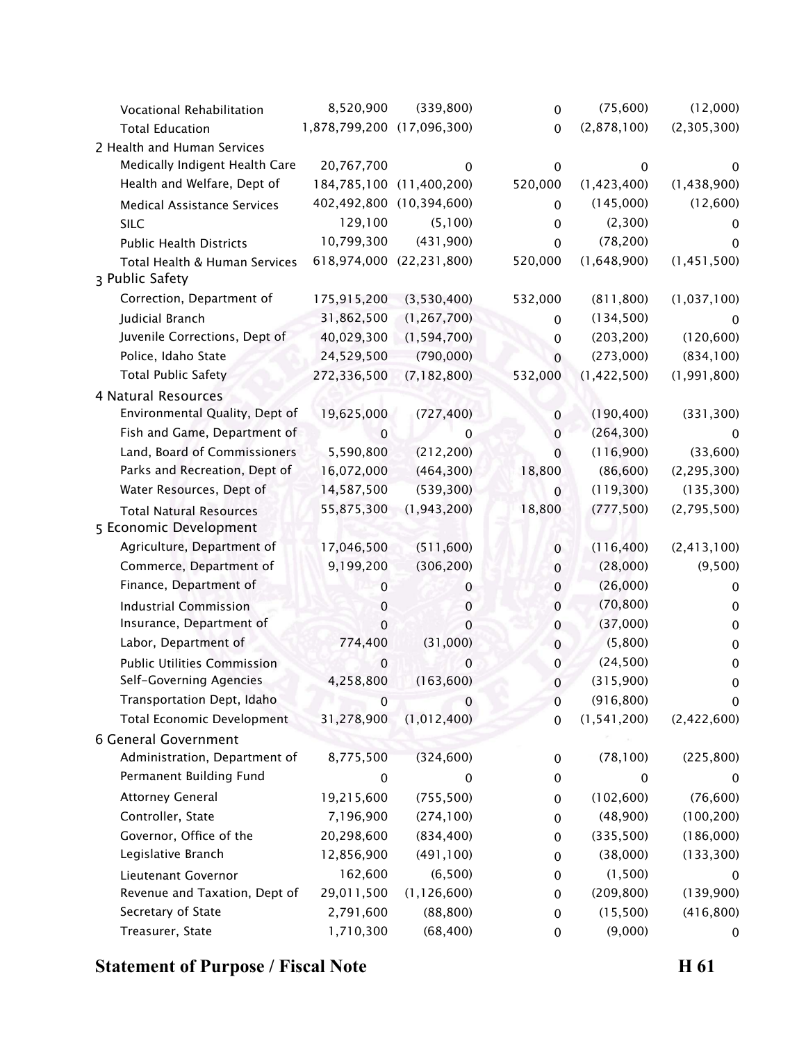| | | | | | |
|---|---|---|---|---|---|
| Vocational Rehabilitation | 8,520,900 | (339,800) | 0 | (75,600) | (12,000) |
| Total Education | 1,878,799,200 | (17,096,300) | 0 | (2,878,100) | (2,305,300) |
| 2 Health and Human Services | | | | | |
| Medically Indigent Health Care | 20,767,700 | 0 | 0 | 0 | 0 |
| Health and Welfare, Dept of | 184,785,100 | (11,400,200) | 520,000 | (1,423,400) | (1,438,900) |
| Medical Assistance Services | 402,492,800 | (10,394,600) | 0 | (145,000) | (12,600) |
| SILC | 129,100 | (5,100) | 0 | (2,300) | 0 |
| Public Health Districts | 10,799,300 | (431,900) | 0 | (78,200) | 0 |
| Total Health & Human Services | 618,974,000 | (22,231,800) | 520,000 | (1,648,900) | (1,451,500) |
| 3 Public Safety | | | | | |
| Correction, Department of | 175,915,200 | (3,530,400) | 532,000 | (811,800) | (1,037,100) |
| Judicial Branch | 31,862,500 | (1,267,700) | 0 | (134,500) | 0 |
| Juvenile Corrections, Dept of | 40,029,300 | (1,594,700) | 0 | (203,200) | (120,600) |
| Police, Idaho State | 24,529,500 | (790,000) | 0 | (273,000) | (834,100) |
| Total Public Safety | 272,336,500 | (7,182,800) | 532,000 | (1,422,500) | (1,991,800) |
| 4 Natural Resources | | | | | |
| Environmental Quality, Dept of | 19,625,000 | (727,400) | 0 | (190,400) | (331,300) |
| Fish and Game, Department of | 0 | 0 | 0 | (264,300) | 0 |
| Land, Board of Commissioners | 5,590,800 | (212,200) | 0 | (116,900) | (33,600) |
| Parks and Recreation, Dept of | 16,072,000 | (464,300) | 18,800 | (86,600) | (2,295,300) |
| Water Resources, Dept of | 14,587,500 | (539,300) | 0 | (119,300) | (135,300) |
| Total Natural Resources | 55,875,300 | (1,943,200) | 18,800 | (777,500) | (2,795,500) |
| 5 Economic Development | | | | | |
| Agriculture, Department of | 17,046,500 | (511,600) | 0 | (116,400) | (2,413,100) |
| Commerce, Department of | 9,199,200 | (306,200) | 0 | (28,000) | (9,500) |
| Finance, Department of | 0 | 0 | 0 | (26,000) | 0 |
| Industrial Commission | 0 | 0 | 0 | (70,800) | 0 |
| Insurance, Department of | 0 | 0 | 0 | (37,000) | 0 |
| Labor, Department of | 774,400 | (31,000) | 0 | (5,800) | 0 |
| Public Utilities Commission | 0 | 0 | 0 | (24,500) | 0 |
| Self-Governing Agencies | 4,258,800 | (163,600) | 0 | (315,900) | 0 |
| Transportation Dept, Idaho | 0 | 0 | 0 | (916,800) | 0 |
| Total Economic Development | 31,278,900 | (1,012,400) | 0 | (1,541,200) | (2,422,600) |
| 6 General Government | | | | | |
| Administration, Department of | 8,775,500 | (324,600) | 0 | (78,100) | (225,800) |
| Permanent Building Fund | 0 | 0 | 0 | 0 | 0 |
| Attorney General | 19,215,600 | (755,500) | 0 | (102,600) | (76,600) |
| Controller, State | 7,196,900 | (274,100) | 0 | (48,900) | (100,200) |
| Governor, Office of the | 20,298,600 | (834,400) | 0 | (335,500) | (186,000) |
| Legislative Branch | 12,856,900 | (491,100) | 0 | (38,000) | (133,300) |
| Lieutenant Governor | 162,600 | (6,500) | 0 | (1,500) | 0 |
| Revenue and Taxation, Dept of | 29,011,500 | (1,126,600) | 0 | (209,800) | (139,900) |
| Secretary of State | 2,791,600 | (88,800) | 0 | (15,500) | (416,800) |
| Treasurer, State | 1,710,300 | (68,400) | 0 | (9,000) | 0 |

**Statement of Purpose / Fiscal Note** **H 61**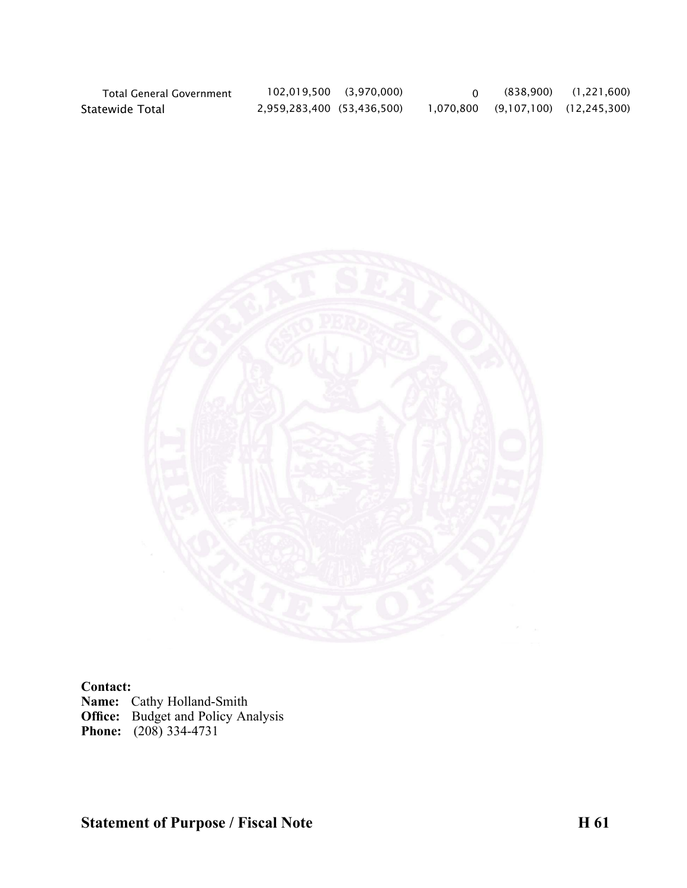| | | | | | |
|---|---|---|---|---|---|
| Total General Government | 102,019,500 | (3,970,000) | 0 | (838,900) | (1,221,600) |
| Statewide Total | 2,959,283,400 | (53,436,500) | 1,070,800 | (9,107,100) | (12,245,300) |

**Contact:**
**Name:** Cathy Holland-Smith
**Office:** Budget and Policy Analysis
**Phone:** (208) 334-4731

**Statement of Purpose / Fiscal Note** **H 61**